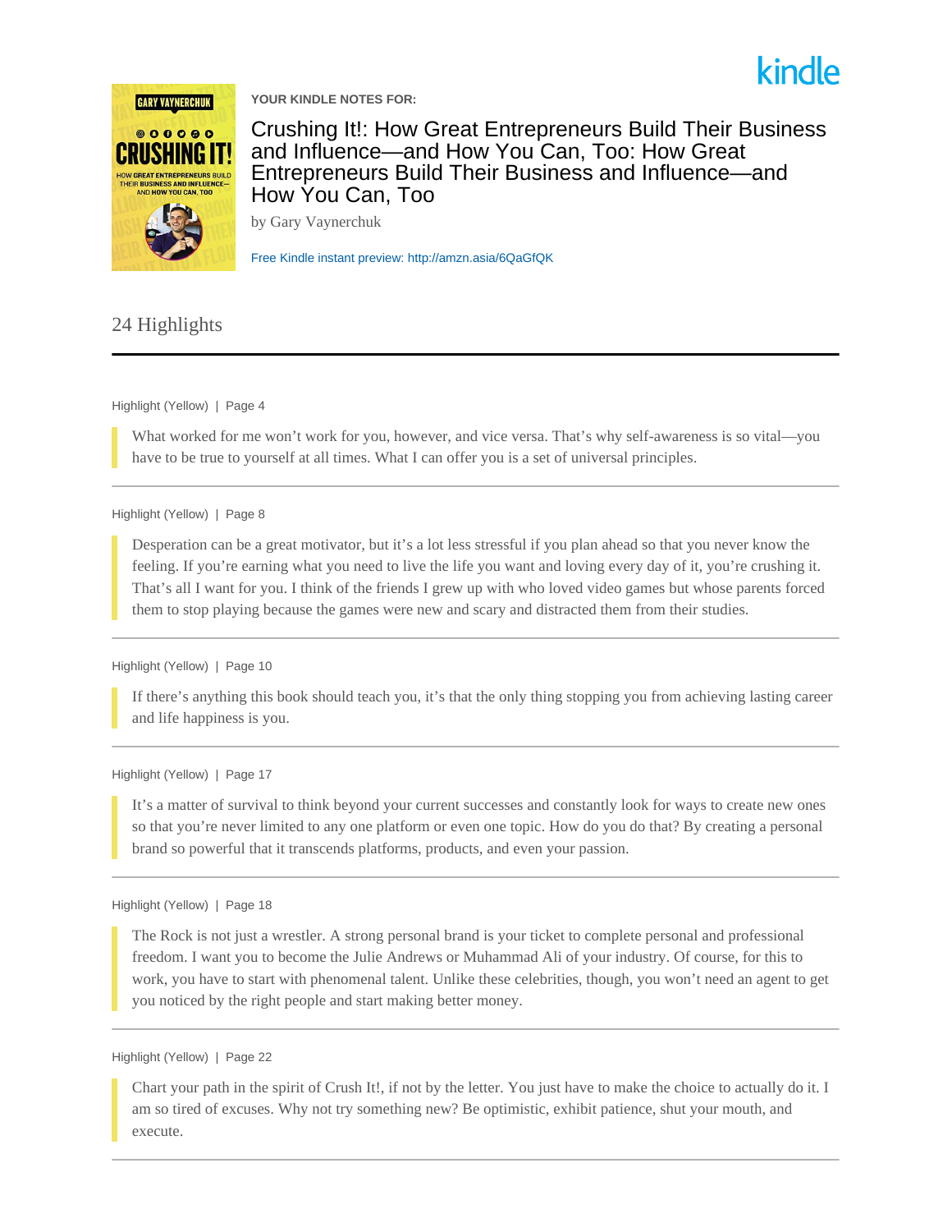kindle

YOUR KINDLE NOTES FOR:

# Crushing It!: How Great Entrepreneurs Build Their Business and Influence—and How You Can, Too: How Great Entrepreneurs Build Their Business and Influence—and How You Can, Too

by Gary Vaynerchuk

Free Kindle instant preview: http://amzn.asia/6QaGfQK

## 24 Highlights

---

Highlight (Yellow) | Page 4

> What worked for me won't work for you, however, and vice versa. That's why self-awareness is so vital—you have to be true to yourself at all times. What I can offer you is a set of universal principles.

---

Highlight (Yellow) | Page 8

> Desperation can be a great motivator, but it's a lot less stressful if you plan ahead so that you never know the feeling. If you're earning what you need to live the life you want and loving every day of it, you're crushing it. That's all I want for you. I think of the friends I grew up with who loved video games but whose parents forced them to stop playing because the games were new and scary and distracted them from their studies.

---

Highlight (Yellow) | Page 10

> If there's anything this book should teach you, it's that the only thing stopping you from achieving lasting career and life happiness is you.

---

Highlight (Yellow) | Page 17

> It's a matter of survival to think beyond your current successes and constantly look for ways to create new ones so that you're never limited to any one platform or even one topic. How do you do that? By creating a personal brand so powerful that it transcends platforms, products, and even your passion.

---

Highlight (Yellow) | Page 18

> The Rock is not just a wrestler. A strong personal brand is your ticket to complete personal and professional freedom. I want you to become the Julie Andrews or Muhammad Ali of your industry. Of course, for this to work, you have to start with phenomenal talent. Unlike these celebrities, though, you won't need an agent to get you noticed by the right people and start making better money.

---

Highlight (Yellow) | Page 22

> Chart your path in the spirit of Crush It!, if not by the letter. You just have to make the choice to actually do it. I am so tired of excuses. Why not try something new? Be optimistic, exhibit patience, shut your mouth, and execute.

---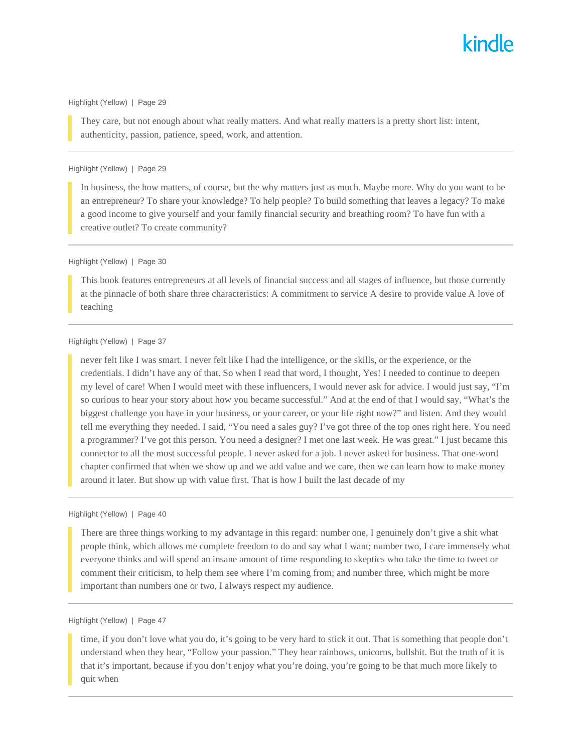Highlight (Yellow) | Page 29

> They care, but not enough about what really matters. And what really matters is a pretty short list: intent, authenticity, passion, patience, speed, work, and attention.

---

Highlight (Yellow) | Page 29

> In business, the how matters, of course, but the why matters just as much. Maybe more. Why do you want to be an entrepreneur? To share your knowledge? To help people? To build something that leaves a legacy? To make a good income to give yourself and your family financial security and breathing room? To have fun with a creative outlet? To create community?

---

Highlight (Yellow) | Page 30

> This book features entrepreneurs at all levels of financial success and all stages of influence, but those currently at the pinnacle of both share three characteristics: A commitment to service A desire to provide value A love of teaching

---

Highlight (Yellow) | Page 37

> never felt like I was smart. I never felt like I had the intelligence, or the skills, or the experience, or the credentials. I didn't have any of that. So when I read that word, I thought, Yes! I needed to continue to deepen my level of care! When I would meet with these influencers, I would never ask for advice. I would just say, "I'm so curious to hear your story about how you became successful." And at the end of that I would say, "What's the biggest challenge you have in your business, or your career, or your life right now?" and listen. And they would tell me everything they needed. I said, "You need a sales guy? I've got three of the top ones right here. You need a programmer? I've got this person. You need a designer? I met one last week. He was great." I just became this connector to all the most successful people. I never asked for a job. I never asked for business. That one-word chapter confirmed that when we show up and we add value and we care, then we can learn how to make money around it later. But show up with value first. That is how I built the last decade of my

---

Highlight (Yellow) | Page 40

> There are three things working to my advantage in this regard: number one, I genuinely don't give a shit what people think, which allows me complete freedom to do and say what I want; number two, I care immensely what everyone thinks and will spend an insane amount of time responding to skeptics who take the time to tweet or comment their criticism, to help them see where I'm coming from; and number three, which might be more important than numbers one or two, I always respect my audience.

---

Highlight (Yellow) | Page 47

> time, if you don't love what you do, it's going to be very hard to stick it out. That is something that people don't understand when they hear, "Follow your passion." They hear rainbows, unicorns, bullshit. But the truth of it is that it's important, because if you don't enjoy what you're doing, you're going to be that much more likely to quit when

---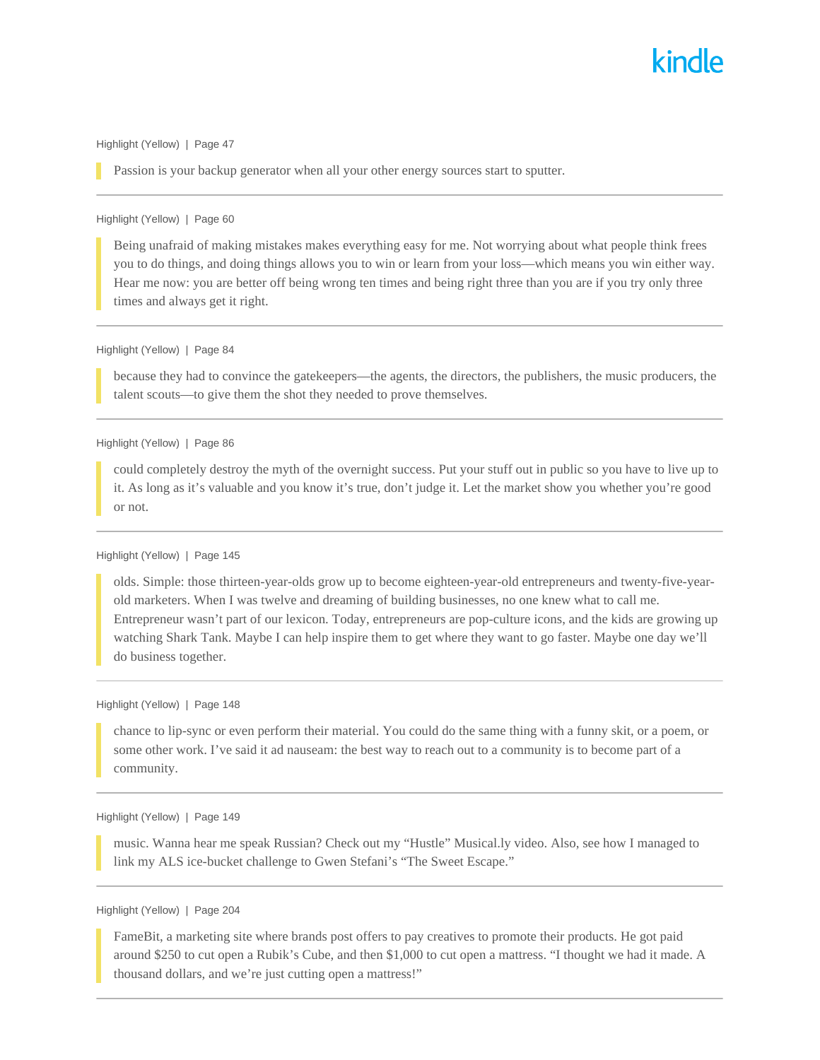Highlight (Yellow) | Page 47

> Passion is your backup generator when all your other energy sources start to sputter.

---

Highlight (Yellow) | Page 60

> Being unafraid of making mistakes makes everything easy for me. Not worrying about what people think frees you to do things, and doing things allows you to win or learn from your loss—which means you win either way. Hear me now: you are better off being wrong ten times and being right three than you are if you try only three times and always get it right.

---

Highlight (Yellow) | Page 84

> because they had to convince the gatekeepers—the agents, the directors, the publishers, the music producers, the talent scouts—to give them the shot they needed to prove themselves.

---

Highlight (Yellow) | Page 86

> could completely destroy the myth of the overnight success. Put your stuff out in public so you have to live up to it. As long as it's valuable and you know it's true, don't judge it. Let the market show you whether you're good or not.

---

Highlight (Yellow) | Page 145

> olds. Simple: those thirteen-year-olds grow up to become eighteen-year-old entrepreneurs and twenty-five-year-old marketers. When I was twelve and dreaming of building businesses, no one knew what to call me. Entrepreneur wasn't part of our lexicon. Today, entrepreneurs are pop-culture icons, and the kids are growing up watching Shark Tank. Maybe I can help inspire them to get where they want to go faster. Maybe one day we'll do business together.

---

Highlight (Yellow) | Page 148

> chance to lip-sync or even perform their material. You could do the same thing with a funny skit, or a poem, or some other work. I've said it ad nauseam: the best way to reach out to a community is to become part of a community.

---

Highlight (Yellow) | Page 149

> music. Wanna hear me speak Russian? Check out my "Hustle" Musical.ly video. Also, see how I managed to link my ALS ice-bucket challenge to Gwen Stefani's "The Sweet Escape."

---

Highlight (Yellow) | Page 204

> FameBit, a marketing site where brands post offers to pay creatives to promote their products. He got paid around $250 to cut open a Rubik's Cube, and then $1,000 to cut open a mattress. "I thought we had it made. A thousand dollars, and we're just cutting open a mattress!"

---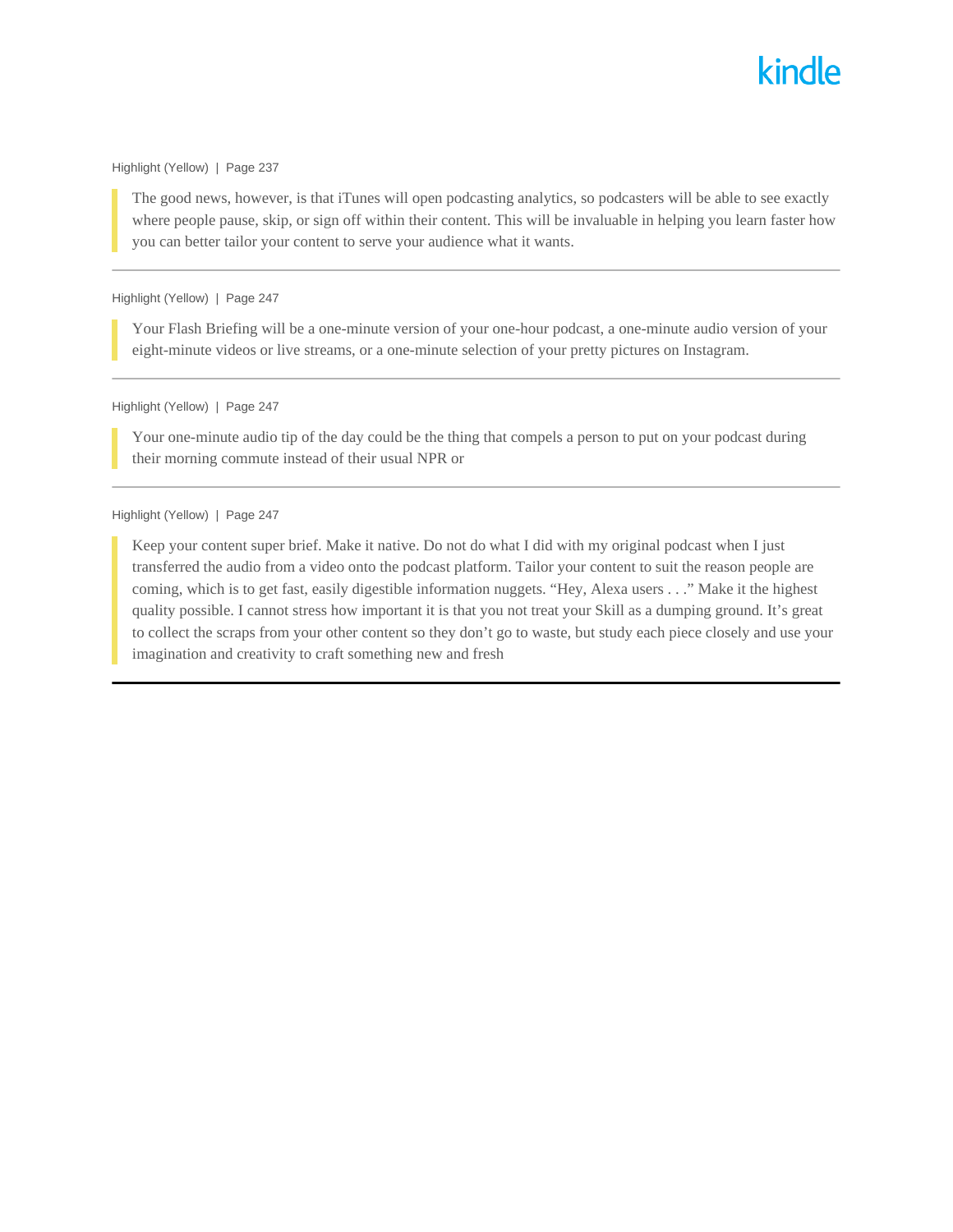Highlight (Yellow) | Page 237

> The good news, however, is that iTunes will open podcasting analytics, so podcasters will be able to see exactly where people pause, skip, or sign off within their content. This will be invaluable in helping you learn faster how you can better tailor your content to serve your audience what it wants.

---

Highlight (Yellow) | Page 247

> Your Flash Briefing will be a one-minute version of your one-hour podcast, a one-minute audio version of your eight-minute videos or live streams, or a one-minute selection of your pretty pictures on Instagram.

---

Highlight (Yellow) | Page 247

> Your one-minute audio tip of the day could be the thing that compels a person to put on your podcast during their morning commute instead of their usual NPR or

---

Highlight (Yellow) | Page 247

> Keep your content super brief. Make it native. Do not do what I did with my original podcast when I just transferred the audio from a video onto the podcast platform. Tailor your content to suit the reason people are coming, which is to get fast, easily digestible information nuggets. "Hey, Alexa users . . ." Make it the highest quality possible. I cannot stress how important it is that you not treat your Skill as a dumping ground. It's great to collect the scraps from your other content so they don't go to waste, but study each piece closely and use your imagination and creativity to craft something new and fresh

---